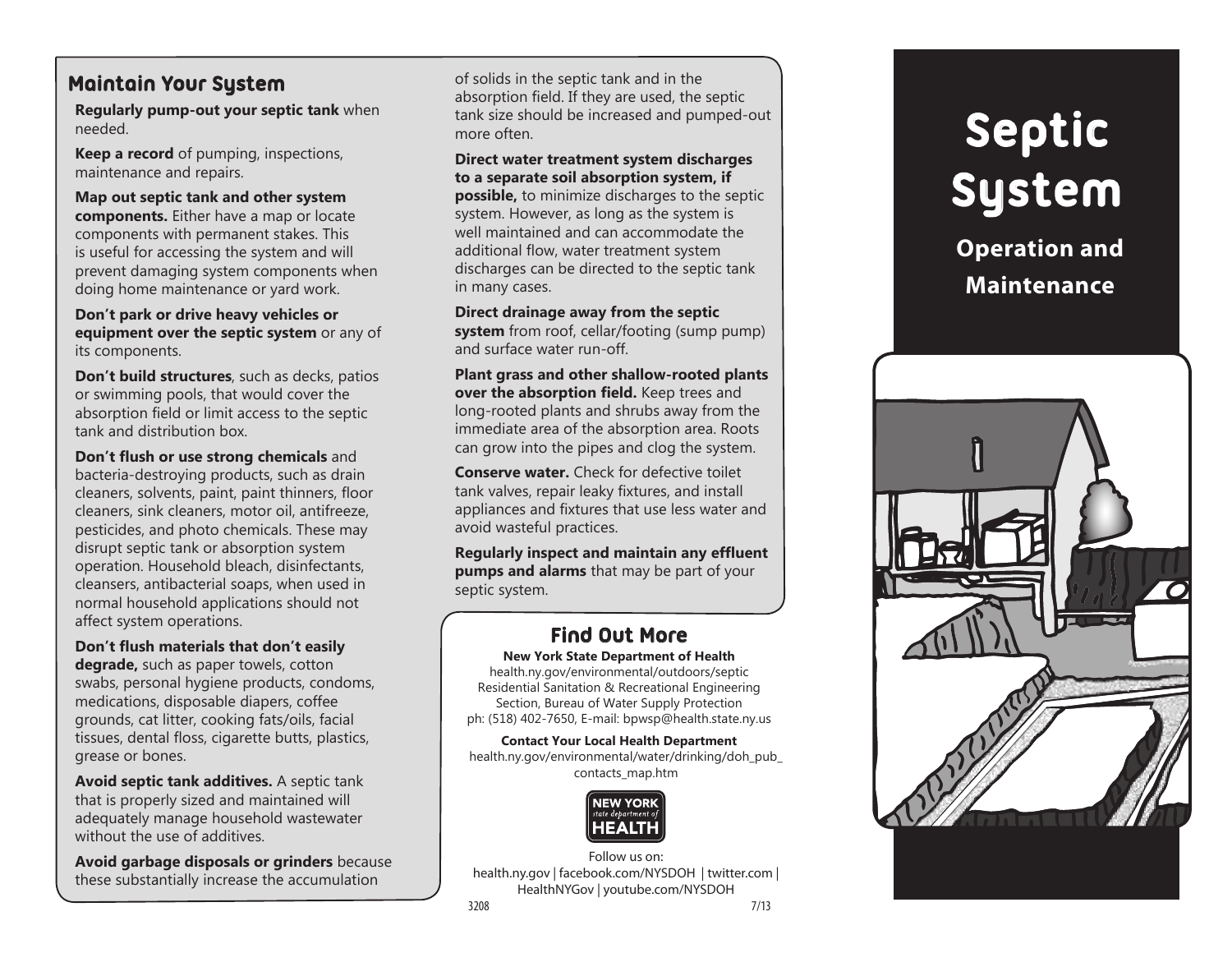## Maintain Your System

**Regularly pump-out your septic tank** when needed.

**Keep a record** of pumping, inspections, maintenance and repairs.

**Map out septic tank and other system components.** Either have a map or locate components with permanent stakes. This is useful for accessing the system and will prevent damaging system components when doing home maintenance or yard work.

**Don't park or drive heavy vehicles or equipment over the septic system** or any of its components.

**Don't build structures**, such as decks, patios or swimming pools, that would cover the absorption field or limit access to the septic tank and distribution box.

**Don't flush or use strong chemicals** and bacteria-destroying products, such as drain cleaners, solvents, paint, paint thinners, floor cleaners, sink cleaners, motor oil, antifreeze, pesticides, and photo chemicals. These may disrupt septic tank or absorption system operation. Household bleach, disinfectants, cleansers, antibacterial soaps, when used in normal household applications should not affect system operations.

**Don't flush materials that don't easily degrade,** such as paper towels, cotton swabs, personal hygiene products, condoms, medications, disposable diapers, coffee grounds, cat litter, cooking fats/oils, facial tissues, dental floss, cigarette butts, plastics, grease or bones.

**Avoid septic tank additives.** A septic tank that is properly sized and maintained will adequately manage household wastewater without the use of additives.

**Avoid garbage disposals or grinders** because these substantially increase the accumulation of solids in the septic tank and in the absorption field. If they are used, the septic tank size should be increased and pumped-out more often.

**Direct water treatment system discharges to a separate soil absorption system, if possible,** to minimize discharges to the septic system. However, as long as the system is well maintained and can accommodate the additional flow, water treatment system discharges can be directed to the septic tank in many cases.

**Direct drainage away from the septic system** from roof, cellar/footing (sump pump) and surface water run-off.

**Plant grass and other shallow-rooted plants over the absorption field.** Keep trees and long-rooted plants and shrubs away from the immediate area of the absorption area. Roots can grow into the pipes and clog the system.

**Conserve water.** Check for defective toilet tank valves, repair leaky fixtures, and install appliances and fixtures that use less water and avoid wasteful practices.

**Regularly inspect and maintain any effluent pumps and alarms** that may be part of your septic system.

## Find Out More

**New York State Department of Health**
health.ny.gov/environmental/outdoors/septic
Residential Sanitation & Recreational Engineering Section, Bureau of Water Supply Protection
ph: (518) 402-7650, E-mail: bpwsp@health.state.ny.us

**Contact Your Local Health Department**
health.ny.gov/environmental/water/drinking/doh_pub_contacts_map.htm

NEW YORK state department of HEALTH

Follow us on:
health.ny.gov | facebook.com/NYSDOH | twitter.com | HealthNYGov | youtube.com/NYSDOH

3208 7/13

# Septic System

## Operation and Maintenance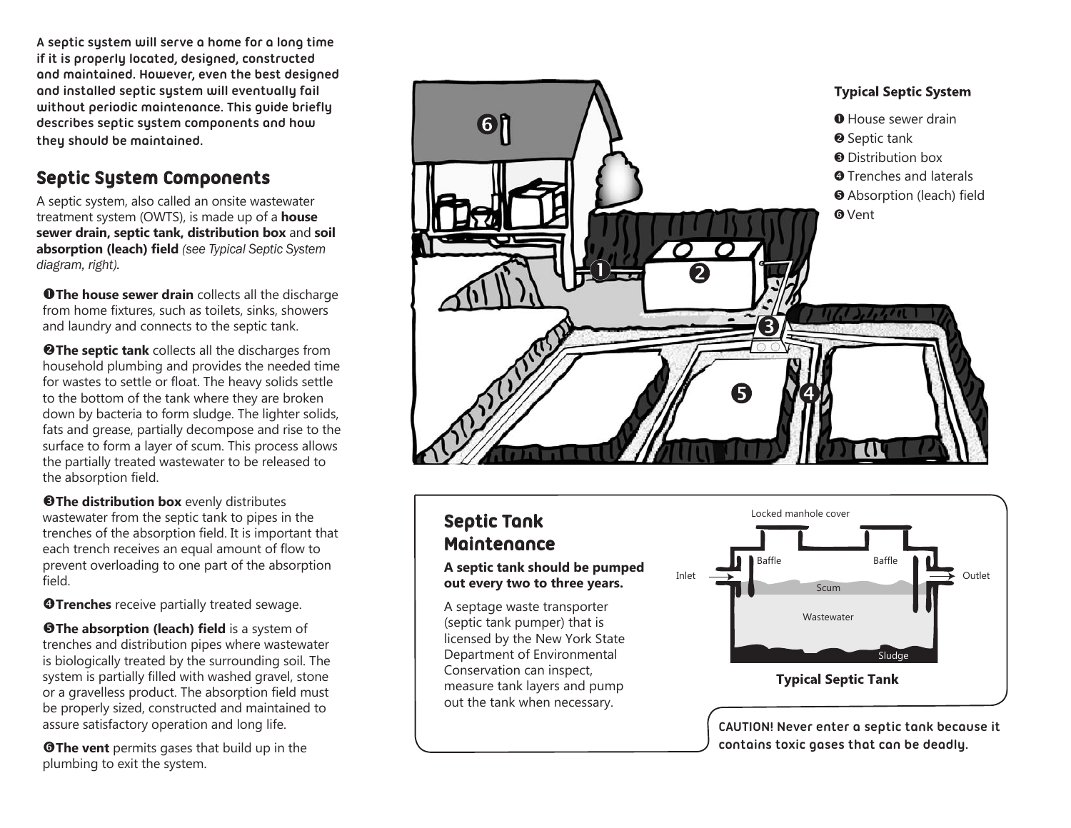**A septic system will serve a home for a long time if it is properly located, designed, constructed and maintained. However, even the best designed and installed septic system will eventually fail without periodic maintenance. This guide briefly describes septic system components and how they should be maintained.**

## Septic System Components

A septic system, also called an onsite wastewater treatment system (OWTS), is made up of a **house sewer drain, septic tank, distribution box** and **soil absorption (leach) field** *(see Typical Septic System diagram, right).*

➊**The house sewer drain** collects all the discharge from home fixtures, such as toilets, sinks, showers and laundry and connects to the septic tank.

➋**The septic tank** collects all the discharges from household plumbing and provides the needed time for wastes to settle or float. The heavy solids settle to the bottom of the tank where they are broken down by bacteria to form sludge. The lighter solids, fats and grease, partially decompose and rise to the surface to form a layer of scum. This process allows the partially treated wastewater to be released to the absorption field.

➌**The distribution box** evenly distributes wastewater from the septic tank to pipes in the trenches of the absorption field. It is important that each trench receives an equal amount of flow to prevent overloading to one part of the absorption field.

➍**Trenches** receive partially treated sewage.

➎**The absorption (leach) field** is a system of trenches and distribution pipes where wastewater is biologically treated by the surrounding soil. The system is partially filled with washed gravel, stone or a gravelless product. The absorption field must be properly sized, constructed and maintained to assure satisfactory operation and long life.

➏**The vent** permits gases that build up in the plumbing to exit the system.

**Typical Septic System**

➊ House sewer drain
➋ Septic tank
➌ Distribution box
➍ Trenches and laterals
➎ Absorption (leach) field
➏ Vent

## Septic Tank Maintenance

**A septic tank should be pumped out every two to three years.**

A septage waste transporter (septic tank pumper) that is licensed by the New York State Department of Environmental Conservation can inspect, measure tank layers and pump out the tank when necessary.

Locked manhole cover
Baffle
Baffle
Inlet
Outlet
Scum
Wastewater
Sludge

**Typical Septic Tank**

**CAUTION! Never enter a septic tank because it contains toxic gases that can be deadly.**